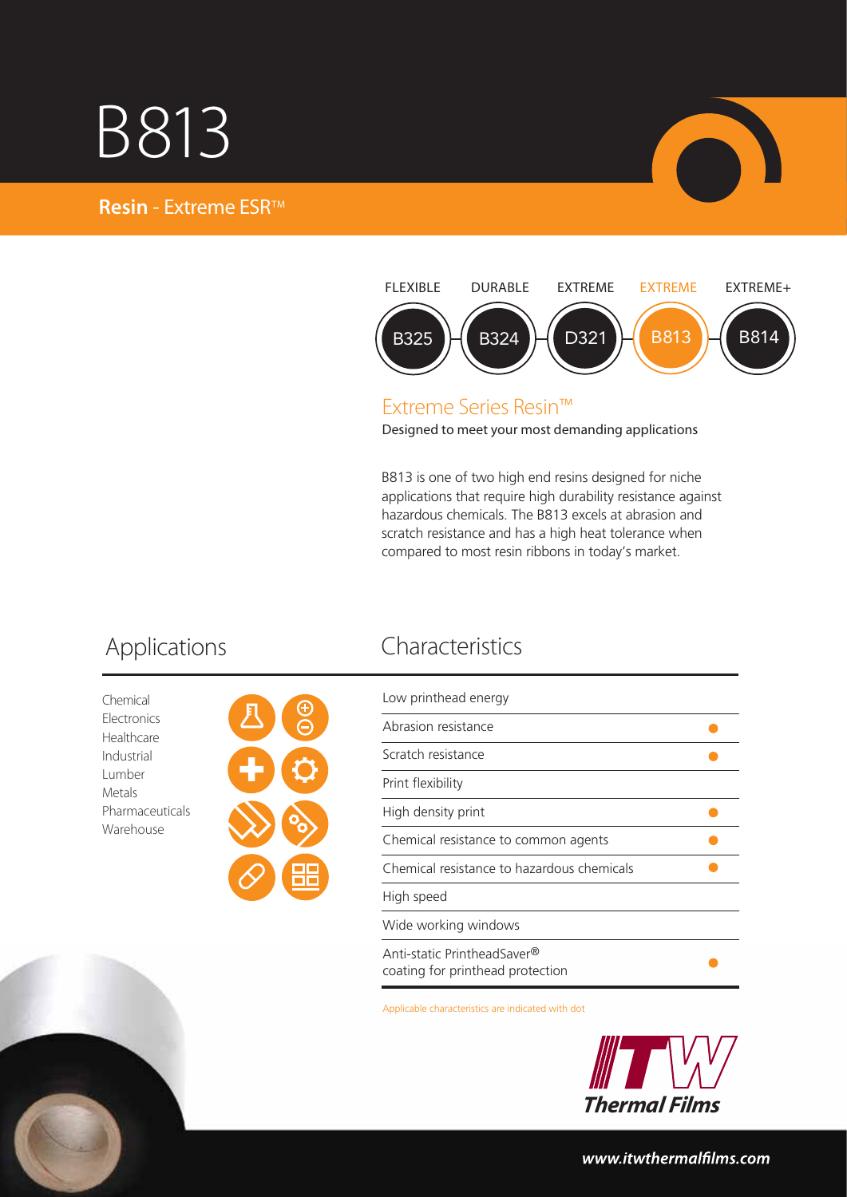# B813

**Resin** - Extreme ESR™

| FLEXIBLE | DURABLE | EXTREME | EXTREME | EXTREME+ |
| --- | --- | --- | --- | --- |
| B325 | B324 | D321 | B813 | B814 |

## Extreme Series Resin™

Designed to meet your most demanding applications

B813 is one of two high end resins designed for niche applications that require high durability resistance against hazardous chemicals. The B813 excels at abrasion and scratch resistance and has a high heat tolerance when compared to most resin ribbons in today's market.

## Applications

- Chemical
- Electronics
- Healthcare
- Industrial
- Lumber
- Metals
- Pharmaceuticals
- Warehouse

## Characteristics

| Characteristic | |
| --- | --- |
| Low printhead energy | |
| Abrasion resistance | ● |
| Scratch resistance | ● |
| Print flexibility | |
| High density print | ● |
| Chemical resistance to common agents | ● |
| Chemical resistance to hazardous chemicals | ● |
| High speed | |
| Wide working windows | |
| Anti-static PrintheadSaver® coating for printhead protection | ● |

Applicable characteristics are indicated with dot

ITW Thermal Films

www.itwthermalfilms.com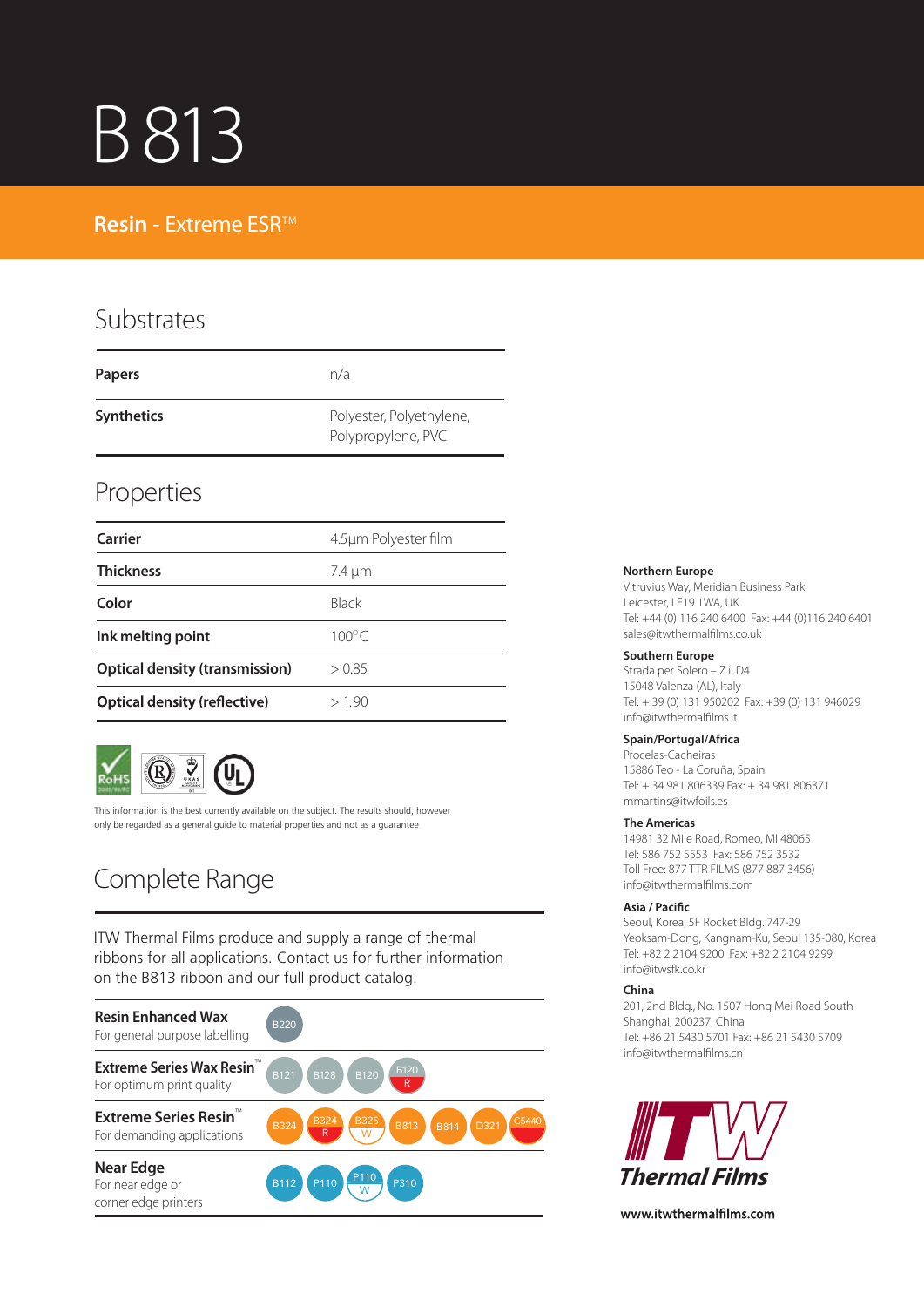# B 813

## **Resin** - Extreme ESR™

## Substrates

| | |
|---|---|
| **Papers** | n/a |
| **Synthetics** | Polyester, Polyethylene, Polypropylene, PVC |

## Properties

| | |
|---|---|
| **Carrier** | 4.5µm Polyester film |
| **Thickness** | 7.4 µm |
| **Color** | Black |
| **Ink melting point** | 100°C |
| **Optical density (transmission)** | > 0.85 |
| **Optical density (reflective)** | > 1.90 |

This information is the best currently available on the subject. The results should, however only be regarded as a general guide to material properties and not as a guarantee

## Complete Range

ITW Thermal Films produce and supply a range of thermal ribbons for all applications. Contact us for further information on the B813 ribbon and our full product catalog.

| | |
|---|---|
| **Resin Enhanced Wax** For general purpose labelling | B220 |
| **Extreme Series Wax Resin™** For optimum print quality | B121, B128, B120, B120 R |
| **Extreme Series Resin™** For demanding applications | B324, B324 R, B325 W, B813, B814, D321, C5440 |
| **Near Edge** For near edge or corner edge printers | B112, P110, P110 W, P310 |

**Northern Europe**
Vitruvius Way, Meridian Business Park
Leicester, LE19 1WA, UK
Tel: +44 (0) 116 240 6400 Fax: +44 (0)116 240 6401
sales@itwthermalfilms.co.uk

**Southern Europe**
Strada per Solero – Z.i. D4
15048 Valenza (AL), Italy
Tel: + 39 (0) 131 950202 Fax: +39 (0) 131 946029
info@itwthermalfilms.it

**Spain/Portugal/Africa**
Procelas-Cacheiras
15886 Teo - La Coruña, Spain
Tel: + 34 981 806339 Fax: + 34 981 806371
mmartins@itwfoils.es

**The Americas**
14981 32 Mile Road, Romeo, MI 48065
Tel: 586 752 5553 Fax: 586 752 3532
Toll Free: 877 TTR FILMS (877 887 3456)
info@itwthermalfilms.com

**Asia / Pacific**
Seoul, Korea, 5F Rocket Bldg. 747-29
Yeoksam-Dong, Kangnam-Ku, Seoul 135-080, Korea
Tel: +82 2 2104 9200 Fax: +82 2 2104 9299
info@itwsfk.co.kr

**China**
201, 2nd Bldg., No. 1507 Hong Mei Road South
Shanghai, 200237, China
Tel: +86 21 5430 5701 Fax: +86 21 5430 5709
info@itwthermalfilms.cn

ITW Thermal Films

**www.itwthermalfilms.com**